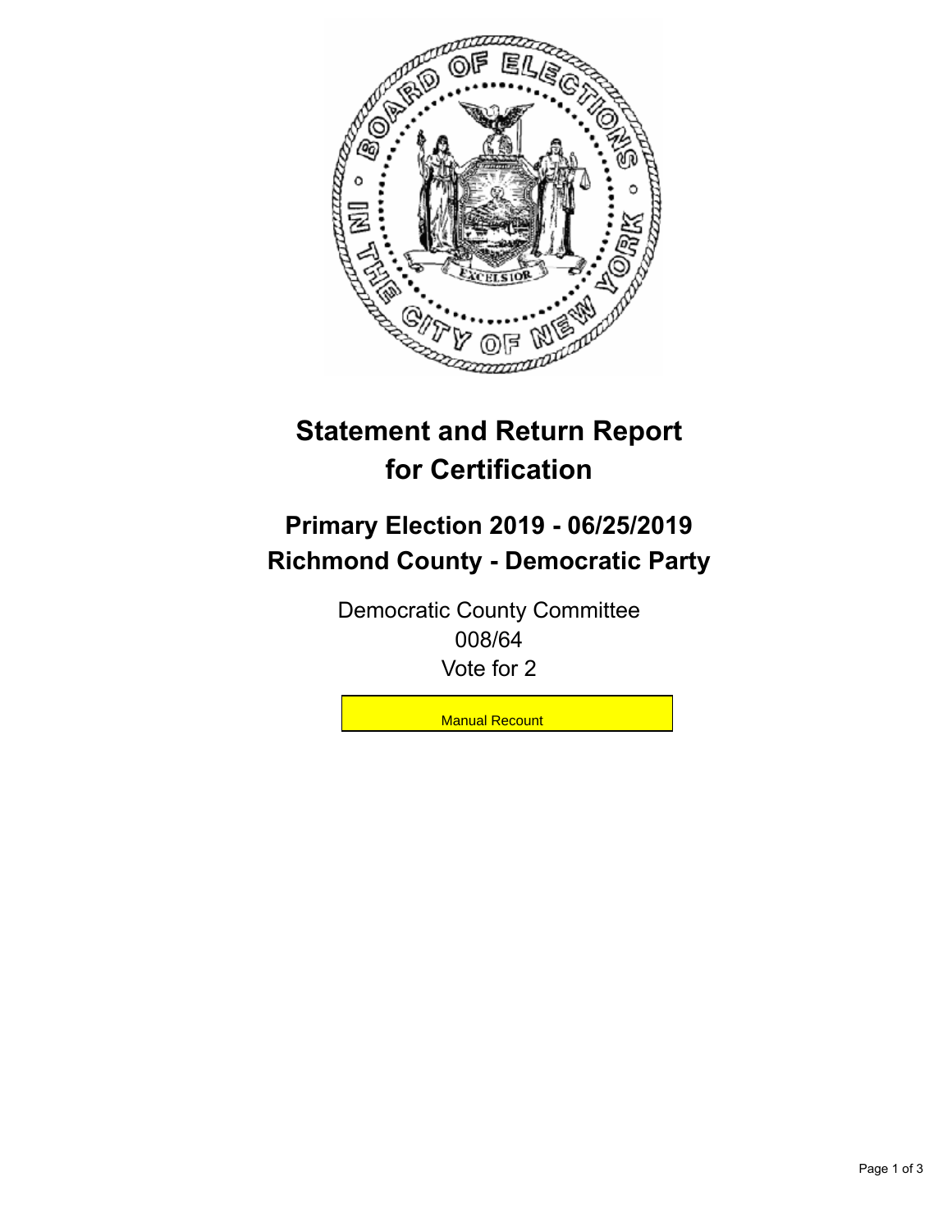# Statement and Return Report for Certification

## Primary Election 2019 - 06/25/2019
## Richmond County - Democratic Party

Democratic County Committee
008/64
Vote for 2

Manual Recount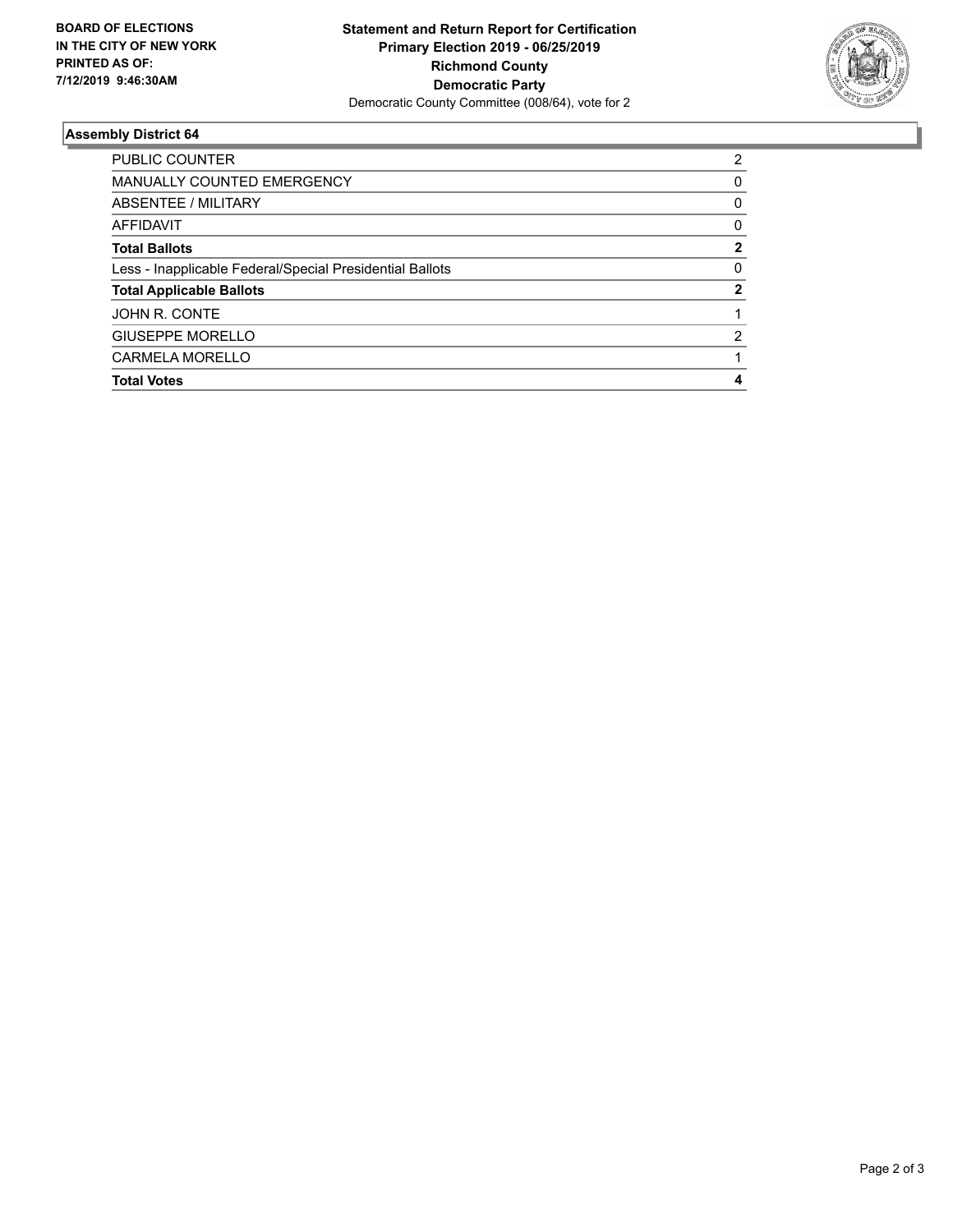**BOARD OF ELECTIONS IN THE CITY OF NEW YORK PRINTED AS OF: 7/12/2019 9:46:30AM**

**Statement and Return Report for Certification**
**Primary Election 2019 - 06/25/2019**
**Richmond County**
**Democratic Party**
Democratic County Committee (008/64), vote for 2

### Assembly District 64

| | |
|---|---|
| PUBLIC COUNTER | 2 |
| MANUALLY COUNTED EMERGENCY | 0 |
| ABSENTEE / MILITARY | 0 |
| AFFIDAVIT | 0 |
| **Total Ballots** | **2** |
| Less - Inapplicable Federal/Special Presidential Ballots | 0 |
| **Total Applicable Ballots** | **2** |
| JOHN R. CONTE | 1 |
| GIUSEPPE MORELLO | 2 |
| CARMELA MORELLO | 1 |
| **Total Votes** | **4** |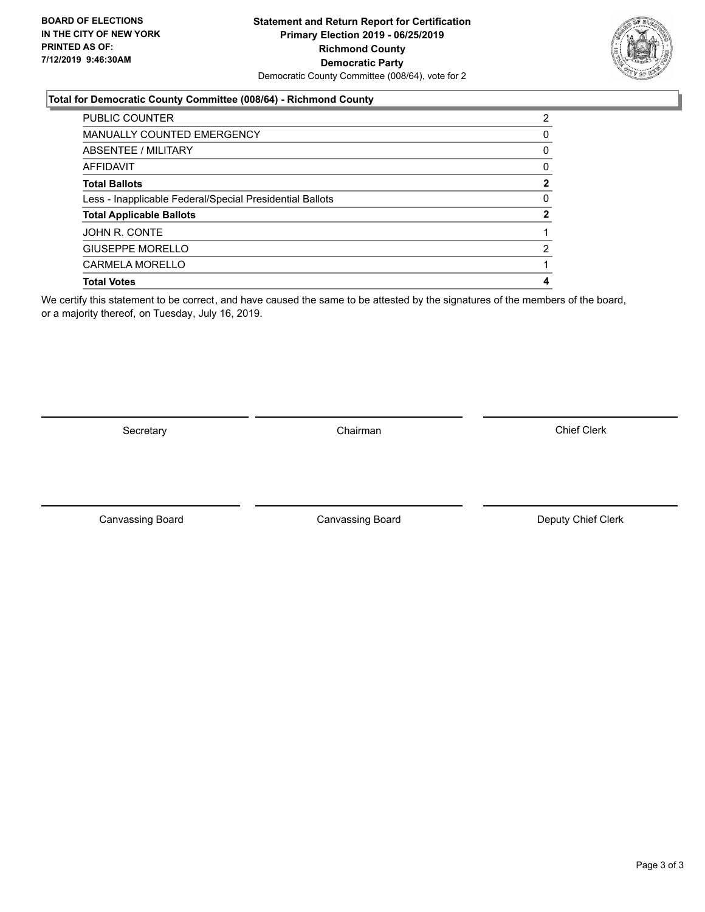**BOARD OF ELECTIONS IN THE CITY OF NEW YORK PRINTED AS OF: 7/12/2019 9:46:30AM**

**Statement and Return Report for Certification**
**Primary Election 2019 - 06/25/2019**
**Richmond County**
**Democratic Party**
Democratic County Committee (008/64), vote for 2

### Total for Democratic County Committee (008/64) - Richmond County

| | |
|---|---|
| PUBLIC COUNTER | 2 |
| MANUALLY COUNTED EMERGENCY | 0 |
| ABSENTEE / MILITARY | 0 |
| AFFIDAVIT | 0 |
| **Total Ballots** | **2** |
| Less - Inapplicable Federal/Special Presidential Ballots | 0 |
| **Total Applicable Ballots** | **2** |
| JOHN R. CONTE | 1 |
| GIUSEPPE MORELLO | 2 |
| CARMELA MORELLO | 1 |
| **Total Votes** | **4** |

We certify this statement to be correct, and have caused the same to be attested by the signatures of the members of the board, or a majority thereof, on Tuesday, July 16, 2019.

Secretary

Chairman

Chief Clerk

Canvassing Board

Canvassing Board

Deputy Chief Clerk